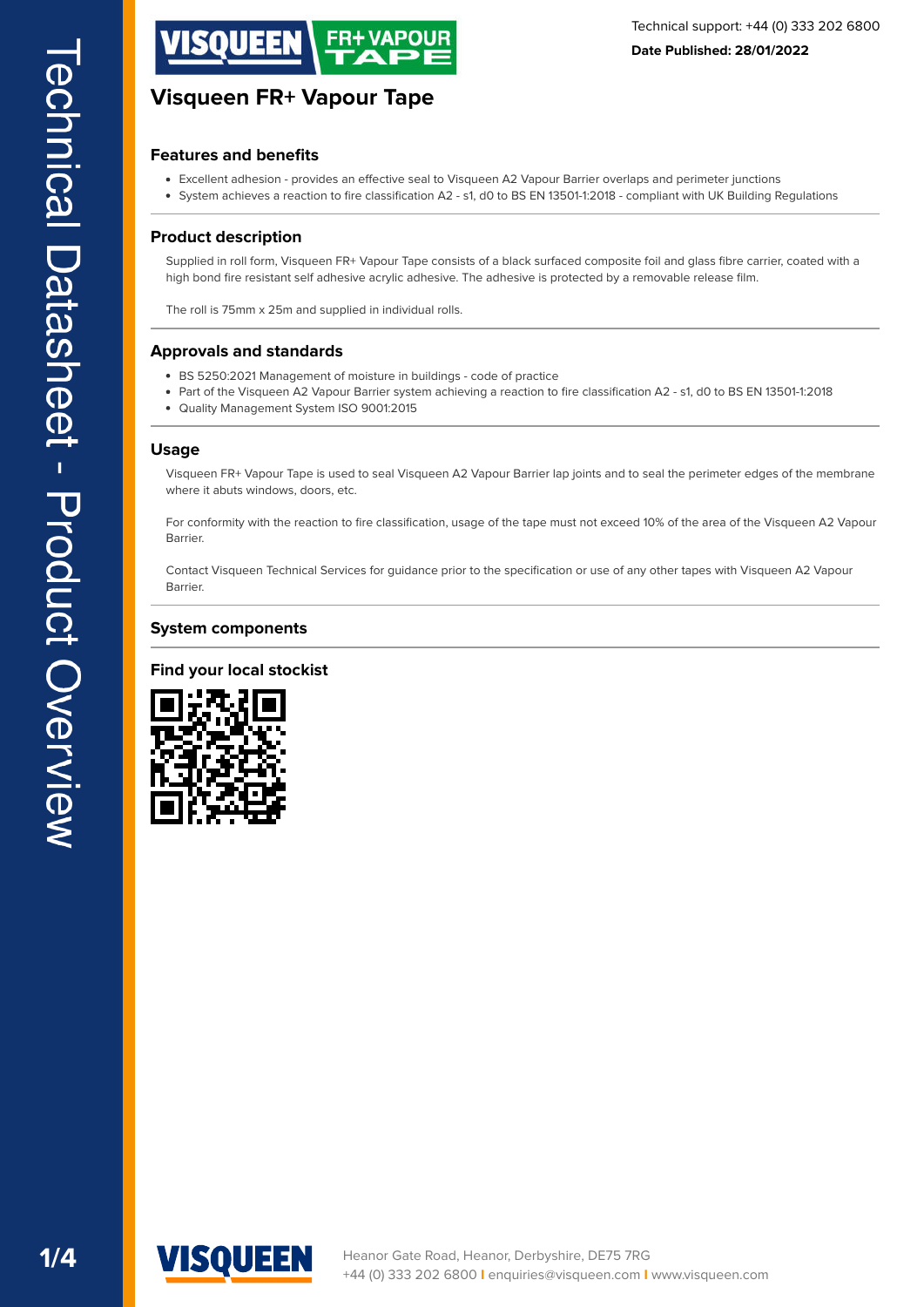Technical support: +44 (0) 333 202 6800

**Date Published: 28/01/2022**

# Visqueen FR+ Vapour Tape

## Features and benefits

- Excellent adhesion - provides an effective seal to Visqueen A2 Vapour Barrier overlaps and perimeter junctions
- System achieves a reaction to fire classification A2 - s1, d0 to BS EN 13501-1:2018 - compliant with UK Building Regulations

## Product description

Supplied in roll form, Visqueen FR+ Vapour Tape consists of a black surfaced composite foil and glass fibre carrier, coated with a high bond fire resistant self adhesive acrylic adhesive. The adhesive is protected by a removable release film.

The roll is 75mm x 25m and supplied in individual rolls.

## Approvals and standards

- BS 5250:2021 Management of moisture in buildings - code of practice
- Part of the Visqueen A2 Vapour Barrier system achieving a reaction to fire classification A2 - s1, d0 to BS EN 13501-1:2018
- Quality Management System ISO 9001:2015

## Usage

Visqueen FR+ Vapour Tape is used to seal Visqueen A2 Vapour Barrier lap joints and to seal the perimeter edges of the membrane where it abuts windows, doors, etc.

For conformity with the reaction to fire classification, usage of the tape must not exceed 10% of the area of the Visqueen A2 Vapour Barrier.

Contact Visqueen Technical Services for guidance prior to the specification or use of any other tapes with Visqueen A2 Vapour Barrier.

## System components

## Find your local stockist

Heanor Gate Road, Heanor, Derbyshire, DE75 7RG
+44 (0) 333 202 6800 | enquiries@visqueen.com | www.visqueen.com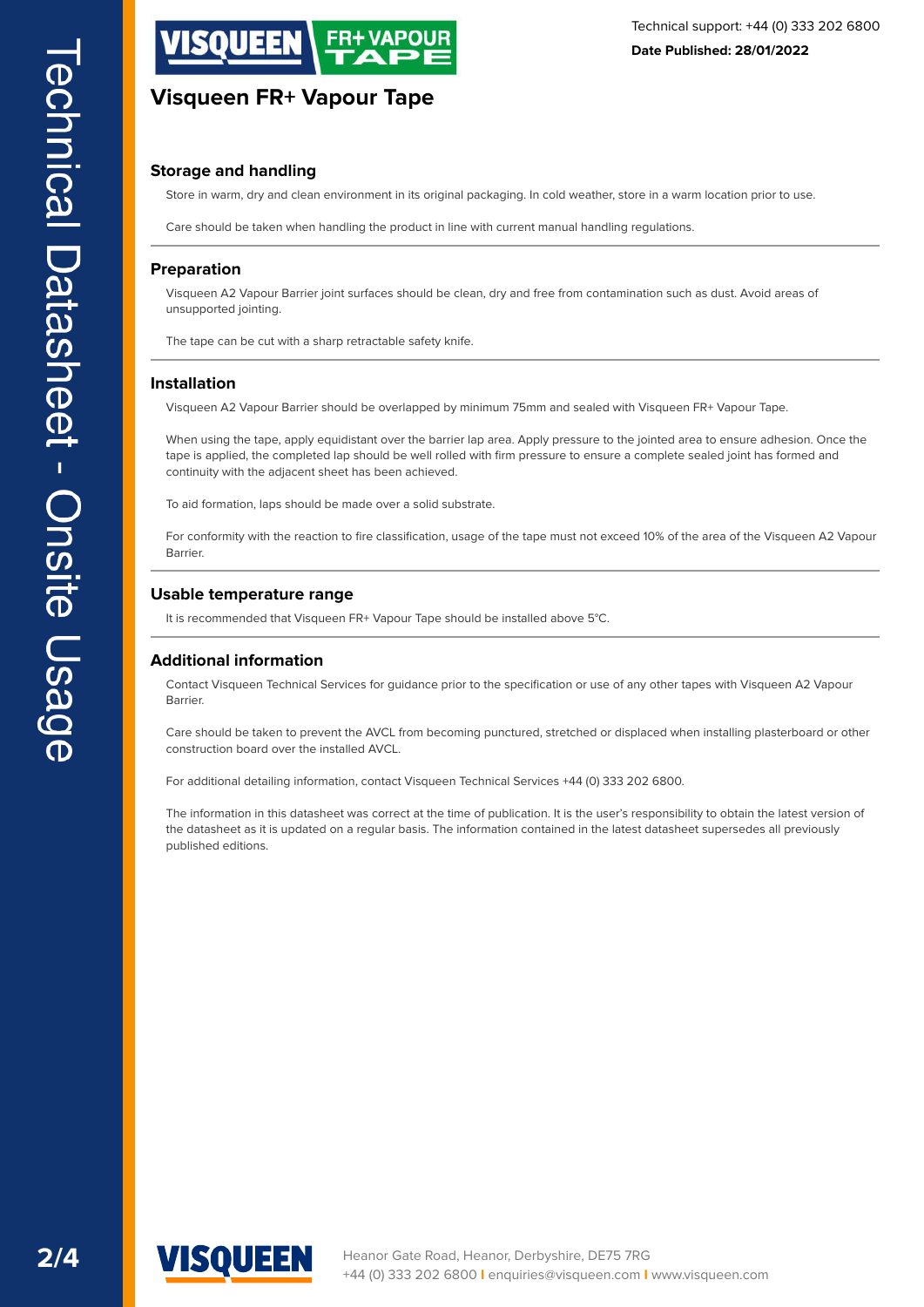# Visqueen FR+ Vapour Tape

## Storage and handling

Store in warm, dry and clean environment in its original packaging. In cold weather, store in a warm location prior to use.

Care should be taken when handling the product in line with current manual handling regulations.

## Preparation

Visqueen A2 Vapour Barrier joint surfaces should be clean, dry and free from contamination such as dust. Avoid areas of unsupported jointing.

The tape can be cut with a sharp retractable safety knife.

## Installation

Visqueen A2 Vapour Barrier should be overlapped by minimum 75mm and sealed with Visqueen FR+ Vapour Tape.

When using the tape, apply equidistant over the barrier lap area. Apply pressure to the jointed area to ensure adhesion. Once the tape is applied, the completed lap should be well rolled with firm pressure to ensure a complete sealed joint has formed and continuity with the adjacent sheet has been achieved.

To aid formation, laps should be made over a solid substrate.

For conformity with the reaction to fire classification, usage of the tape must not exceed 10% of the area of the Visqueen A2 Vapour Barrier.

## Usable temperature range

It is recommended that Visqueen FR+ Vapour Tape should be installed above 5°C.

## Additional information

Contact Visqueen Technical Services for guidance prior to the specification or use of any other tapes with Visqueen A2 Vapour Barrier.

Care should be taken to prevent the AVCL from becoming punctured, stretched or displaced when installing plasterboard or other construction board over the installed AVCL.

For additional detailing information, contact Visqueen Technical Services +44 (0) 333 202 6800.

The information in this datasheet was correct at the time of publication. It is the user's responsibility to obtain the latest version of the datasheet as it is updated on a regular basis. The information contained in the latest datasheet supersedes all previously published editions.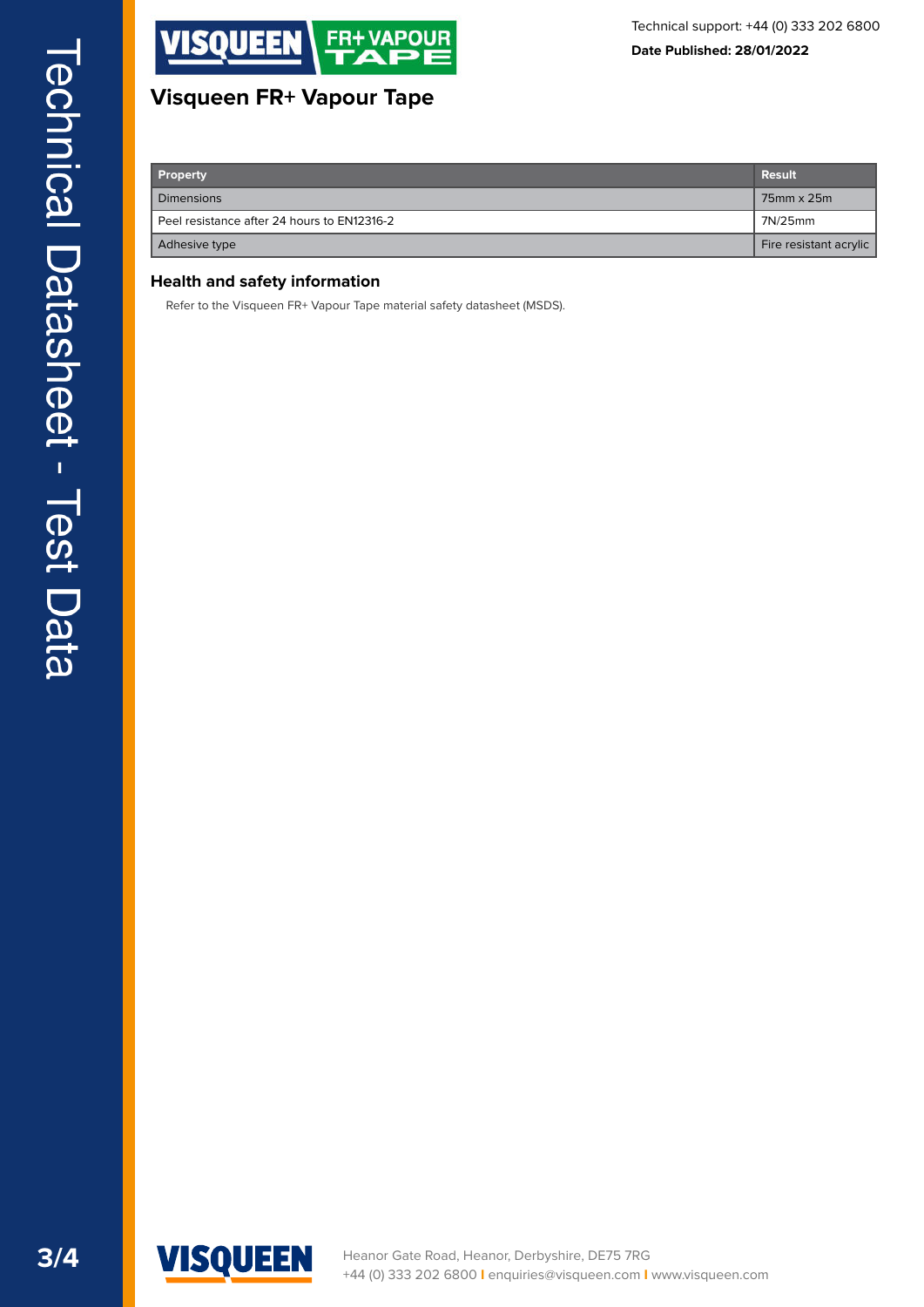# Visqueen FR+ Vapour Tape

| Property | Result |
|---|---|
| Dimensions | 75mm x 25m |
| Peel resistance after 24 hours to EN12316-2 | 7N/25mm |
| Adhesive type | Fire resistant acrylic |

## Health and safety information

Refer to the Visqueen FR+ Vapour Tape material safety datasheet (MSDS).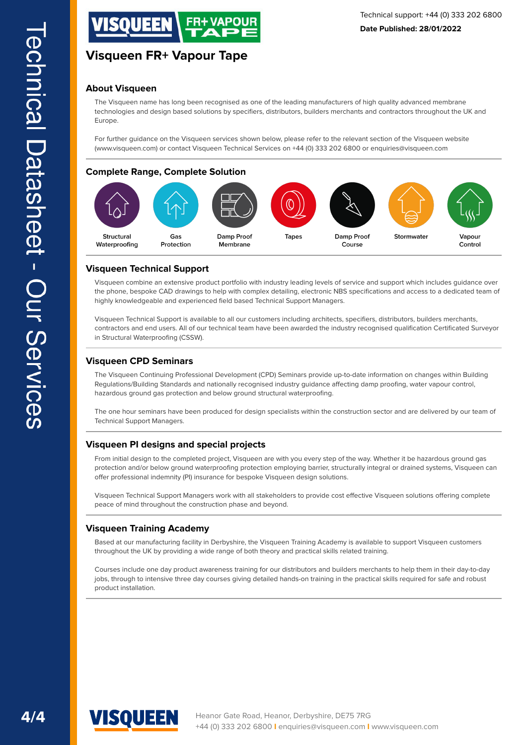Technical support: +44 (0) 333 202 6800

**Date Published: 28/01/2022**

# Visqueen FR+ Vapour Tape

## About Visqueen

The Visqueen name has long been recognised as one of the leading manufacturers of high quality advanced membrane technologies and design based solutions by specifiers, distributors, builders merchants and contractors throughout the UK and Europe.

For further guidance on the Visqueen services shown below, please refer to the relevant section of the Visqueen website (www.visqueen.com) or contact Visqueen Technical Services on +44 (0) 333 202 6800 or enquiries@visqueen.com

## Complete Range, Complete Solution

Structural Waterproofing

Gas Protection

Damp Proof Membrane

Tapes

Damp Proof Course

Stormwater

Vapour Control

## Visqueen Technical Support

Visqueen combine an extensive product portfolio with industry leading levels of service and support which includes guidance over the phone, bespoke CAD drawings to help with complex detailing, electronic NBS specifications and access to a dedicated team of highly knowledgeable and experienced field based Technical Support Managers.

Visqueen Technical Support is available to all our customers including architects, specifiers, distributors, builders merchants, contractors and end users. All of our technical team have been awarded the industry recognised qualification Certificated Surveyor in Structural Waterproofing (CSSW).

## Visqueen CPD Seminars

The Visqueen Continuing Professional Development (CPD) Seminars provide up-to-date information on changes within Building Regulations/Building Standards and nationally recognised industry guidance affecting damp proofing, water vapour control, hazardous ground gas protection and below ground structural waterproofing.

The one hour seminars have been produced for design specialists within the construction sector and are delivered by our team of Technical Support Managers.

## Visqueen PI designs and special projects

From initial design to the completed project, Visqueen are with you every step of the way. Whether it be hazardous ground gas protection and/or below ground waterproofing protection employing barrier, structurally integral or drained systems, Visqueen can offer professional indemnity (PI) insurance for bespoke Visqueen design solutions.

Visqueen Technical Support Managers work with all stakeholders to provide cost effective Visqueen solutions offering complete peace of mind throughout the construction phase and beyond.

## Visqueen Training Academy

Based at our manufacturing facility in Derbyshire, the Visqueen Training Academy is available to support Visqueen customers throughout the UK by providing a wide range of both theory and practical skills related training.

Courses include one day product awareness training for our distributors and builders merchants to help them in their day-to-day jobs, through to intensive three day courses giving detailed hands-on training in the practical skills required for safe and robust product installation.

Heanor Gate Road, Heanor, Derbyshire, DE75 7RG
+44 (0) 333 202 6800 | enquiries@visqueen.com | www.visqueen.com